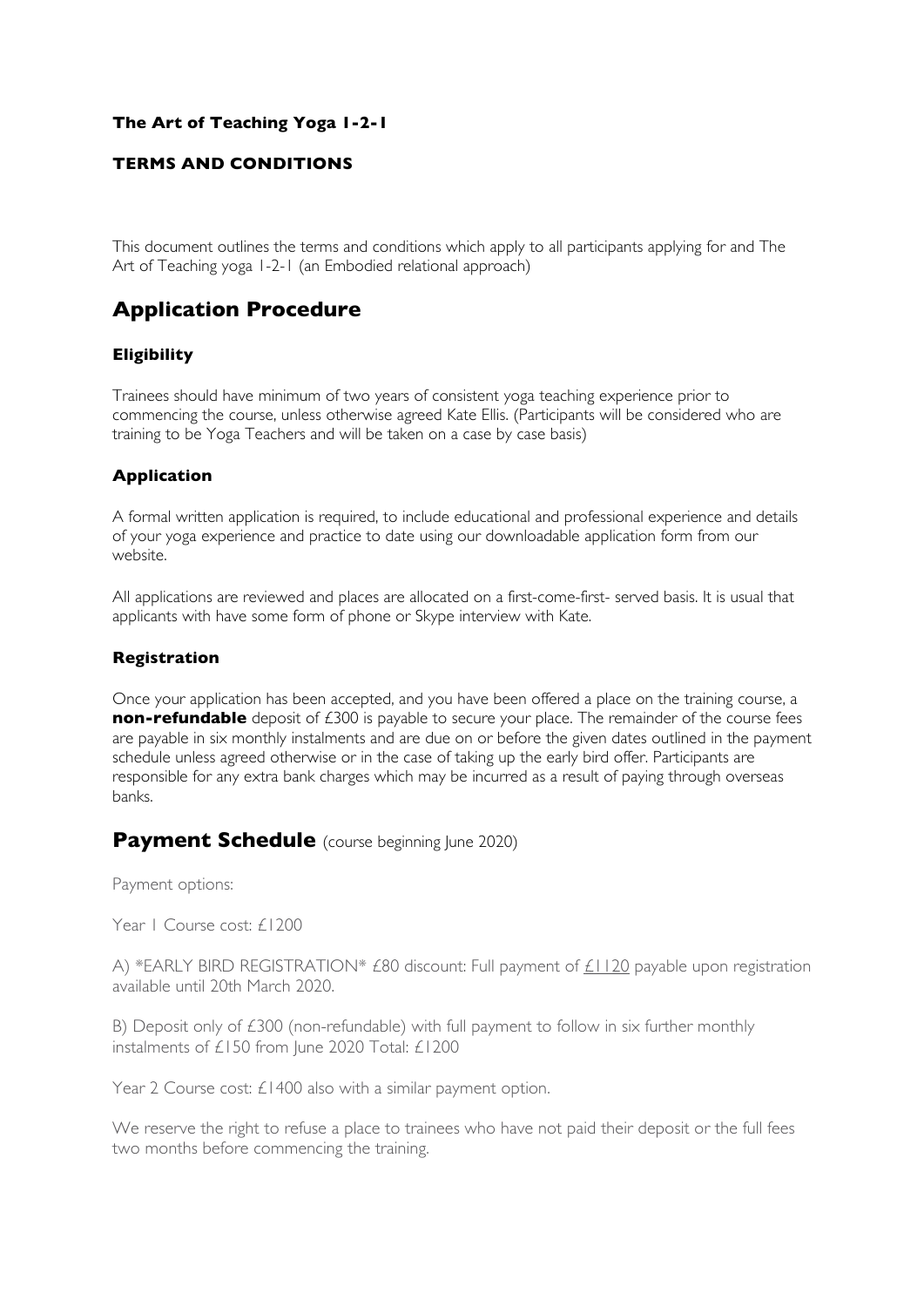**The Art of Teaching Yoga 1-2-1**

**TERMS AND CONDITIONS**

This document outlines the terms and conditions which apply to all participants applying for and The Art of Teaching yoga 1-2-1 (an Embodied relational approach)

# Application Procedure

### Eligibility

Trainees should have minimum of two years of consistent yoga teaching experience prior to commencing the course, unless otherwise agreed Kate Ellis. (Participants will be considered who are training to be Yoga Teachers and will be taken on a case by case basis)

### Application

A formal written application is required, to include educational and professional experience and details of your yoga experience and practice to date using our downloadable application form from our website.

All applications are reviewed and places are allocated on a first-come-first- served basis. It is usual that applicants with have some form of phone or Skype interview with Kate.

### Registration

Once your application has been accepted, and you have been offered a place on the training course, a **non-refundable** deposit of £300 is payable to secure your place. The remainder of the course fees are payable in six monthly instalments and are due on or before the given dates outlined in the payment schedule unless agreed otherwise or in the case of taking up the early bird offer. Participants are responsible for any extra bank charges which may be incurred as a result of paying through overseas banks.

# Payment Schedule (course beginning June 2020)

Payment options:

Year 1 Course cost: £1200

A) *EARLY BIRD REGISTRATION* £80 discount: Full payment of £1120 payable upon registration available until 20th March 2020.

B) Deposit only of £300 (non-refundable) with full payment to follow in six further monthly instalments of £150 from June 2020 Total: £1200

Year 2 Course cost: £1400 also with a similar payment option.

We reserve the right to refuse a place to trainees who have not paid their deposit or the full fees two months before commencing the training.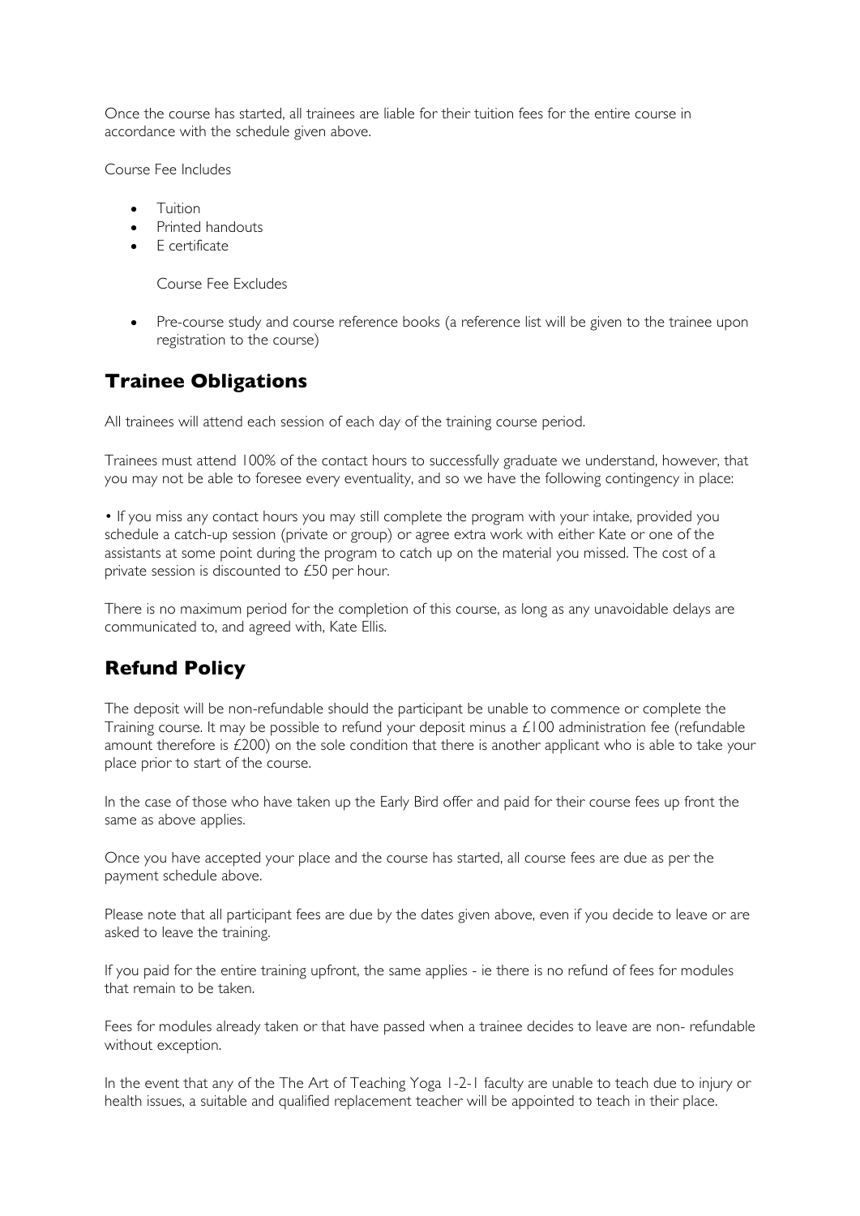Once the course has started, all trainees are liable for their tuition fees for the entire course in accordance with the schedule given above.

Course Fee Includes

- Tuition
- Printed handouts
- E certificate

Course Fee Excludes

- Pre-course study and course reference books (a reference list will be given to the trainee upon registration to the course)

## Trainee Obligations

All trainees will attend each session of each day of the training course period.

Trainees must attend 100% of the contact hours to successfully graduate we understand, however, that you may not be able to foresee every eventuality, and so we have the following contingency in place:

• If you miss any contact hours you may still complete the program with your intake, provided you schedule a catch-up session (private or group) or agree extra work with either Kate or one of the assistants at some point during the program to catch up on the material you missed. The cost of a private session is discounted to £50 per hour.

There is no maximum period for the completion of this course, as long as any unavoidable delays are communicated to, and agreed with, Kate Ellis.

## Refund Policy

The deposit will be non-refundable should the participant be unable to commence or complete the Training course. It may be possible to refund your deposit minus a £100 administration fee (refundable amount therefore is £200) on the sole condition that there is another applicant who is able to take your place prior to start of the course.

In the case of those who have taken up the Early Bird offer and paid for their course fees up front the same as above applies.

Once you have accepted your place and the course has started, all course fees are due as per the payment schedule above.

Please note that all participant fees are due by the dates given above, even if you decide to leave or are asked to leave the training.

If you paid for the entire training upfront, the same applies - ie there is no refund of fees for modules that remain to be taken.

Fees for modules already taken or that have passed when a trainee decides to leave are non- refundable without exception.

In the event that any of the The Art of Teaching Yoga 1-2-1 faculty are unable to teach due to injury or health issues, a suitable and qualified replacement teacher will be appointed to teach in their place.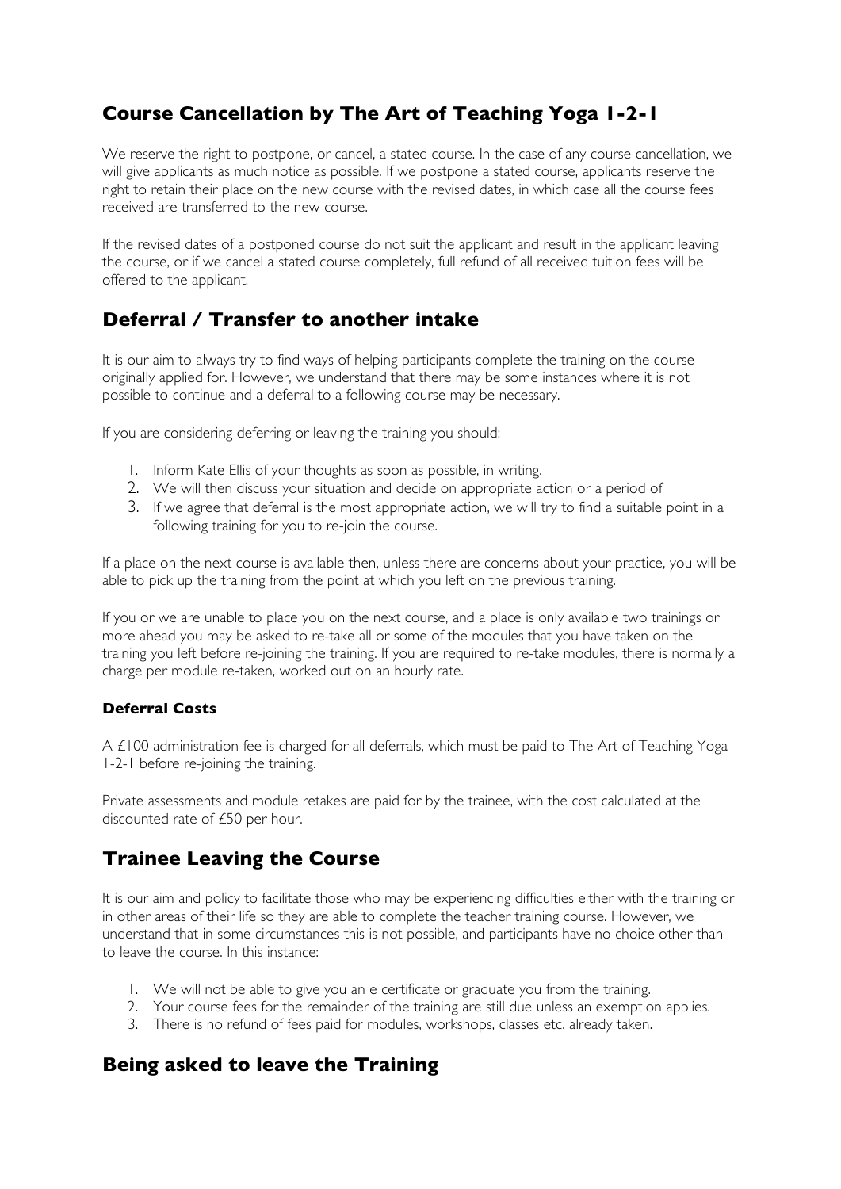## Course Cancellation by The Art of Teaching Yoga 1-2-1

We reserve the right to postpone, or cancel, a stated course. In the case of any course cancellation, we will give applicants as much notice as possible. If we postpone a stated course, applicants reserve the right to retain their place on the new course with the revised dates, in which case all the course fees received are transferred to the new course.

If the revised dates of a postponed course do not suit the applicant and result in the applicant leaving the course, or if we cancel a stated course completely, full refund of all received tuition fees will be offered to the applicant.

## Deferral / Transfer to another intake

It is our aim to always try to find ways of helping participants complete the training on the course originally applied for. However, we understand that there may be some instances where it is not possible to continue and a deferral to a following course may be necessary.

If you are considering deferring or leaving the training you should:

1. Inform Kate Ellis of your thoughts as soon as possible, in writing.
2. We will then discuss your situation and decide on appropriate action or a period of
3. If we agree that deferral is the most appropriate action, we will try to find a suitable point in a following training for you to re-join the course.

If a place on the next course is available then, unless there are concerns about your practice, you will be able to pick up the training from the point at which you left on the previous training.

If you or we are unable to place you on the next course, and a place is only available two trainings or more ahead you may be asked to re-take all or some of the modules that you have taken on the training you left before re-joining the training. If you are required to re-take modules, there is normally a charge per module re-taken, worked out on an hourly rate.

### Deferral Costs

A £100 administration fee is charged for all deferrals, which must be paid to The Art of Teaching Yoga 1-2-1 before re-joining the training.

Private assessments and module retakes are paid for by the trainee, with the cost calculated at the discounted rate of £50 per hour.

## Trainee Leaving the Course

It is our aim and policy to facilitate those who may be experiencing difficulties either with the training or in other areas of their life so they are able to complete the teacher training course. However, we understand that in some circumstances this is not possible, and participants have no choice other than to leave the course. In this instance:

1. We will not be able to give you an e certificate or graduate you from the training.
2. Your course fees for the remainder of the training are still due unless an exemption applies.
3. There is no refund of fees paid for modules, workshops, classes etc. already taken.

## Being asked to leave the Training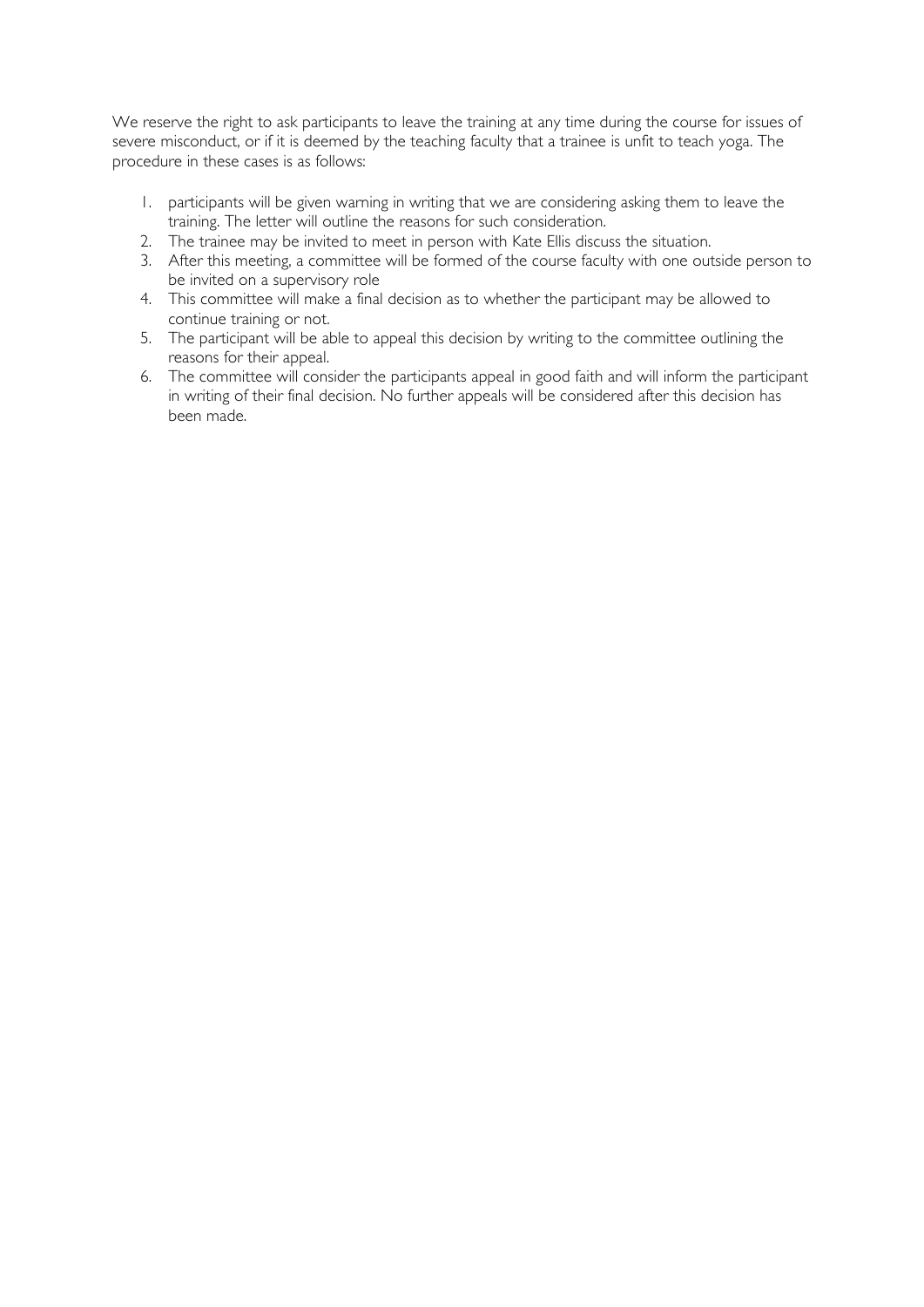We reserve the right to ask participants to leave the training at any time during the course for issues of severe misconduct, or if it is deemed by the teaching faculty that a trainee is unfit to teach yoga. The procedure in these cases is as follows:

1. participants will be given warning in writing that we are considering asking them to leave the training. The letter will outline the reasons for such consideration.
2. The trainee may be invited to meet in person with Kate Ellis discuss the situation.
3. After this meeting, a committee will be formed of the course faculty with one outside person to be invited on a supervisory role
4. This committee will make a final decision as to whether the participant may be allowed to continue training or not.
5. The participant will be able to appeal this decision by writing to the committee outlining the reasons for their appeal.
6. The committee will consider the participants appeal in good faith and will inform the participant in writing of their final decision. No further appeals will be considered after this decision has been made.